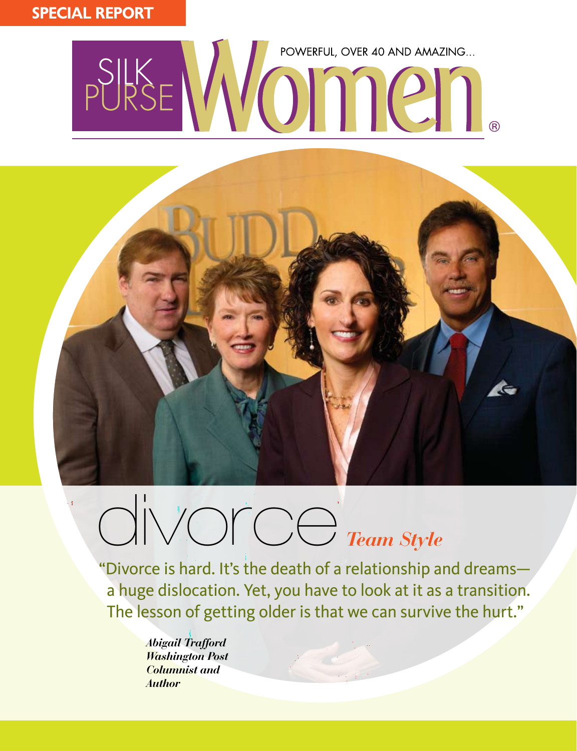SPECIAL REPORT

# SILK PURSE Women®

POWERFUL, OVER 40 AND AMAZING...

# divorce *Team Style*

"Divorce is hard. It's the death of a relationship and dreams—a huge dislocation. Yet, you have to look at it as a transition. The lesson of getting older is that we can survive the hurt."

***Abigail Trafford***
***Washington Post Columnist and Author***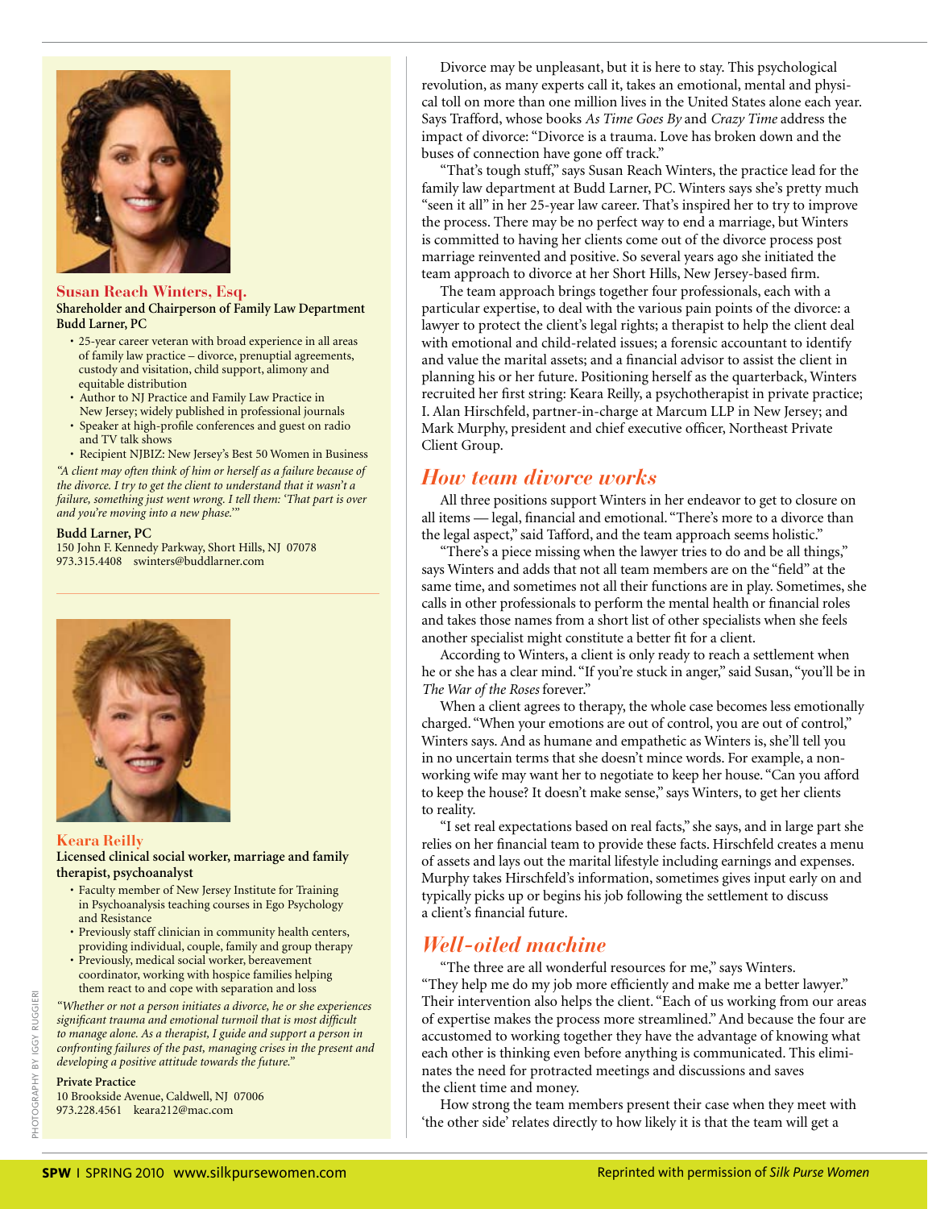## Susan Reach Winters, Esq.

**Shareholder and Chairperson of Family Law Department**
**Budd Larner, PC**

- 25-year career veteran with broad experience in all areas of family law practice – divorce, prenuptial agreements, custody and visitation, child support, alimony and equitable distribution
- Author to NJ Practice and Family Law Practice in New Jersey; widely published in professional journals
- Speaker at high-profile conferences and guest on radio and TV talk shows
- Recipient NJBIZ: New Jersey's Best 50 Women in Business

*"A client may often think of him or herself as a failure because of the divorce. I try to get the client to understand that it wasn't a failure, something just went wrong. I tell them: 'That part is over and you're moving into a new phase.'"*

**Budd Larner, PC**
150 John F. Kennedy Parkway, Short Hills, NJ 07078
973.315.4408 swinters@buddlarner.com

## Keara Reilly

**Licensed clinical social worker, marriage and family therapist, psychoanalyst**

- Faculty member of New Jersey Institute for Training in Psychoanalysis teaching courses in Ego Psychology and Resistance
- Previously staff clinician in community health centers, providing individual, couple, family and group therapy
- Previously, medical social worker, bereavement coordinator, working with hospice families helping them react to and cope with separation and loss

*"Whether or not a person initiates a divorce, he or she experiences significant trauma and emotional turmoil that is most difficult to manage alone. As a therapist, I guide and support a person in confronting failures of the past, managing crises in the present and developing a positive attitude towards the future."*

**Private Practice**
10 Brookside Avenue, Caldwell, NJ 07006
973.228.4561 keara212@mac.com

PHOTOGRAPHY BY IGGY RUGGIERI

Divorce may be unpleasant, but it is here to stay. This psychological revolution, as many experts call it, takes an emotional, mental and physical toll on more than one million lives in the United States alone each year. Says Trafford, whose books *As Time Goes By* and *Crazy Time* address the impact of divorce: "Divorce is a trauma. Love has broken down and the buses of connection have gone off track."

"That's tough stuff," says Susan Reach Winters, the practice lead for the family law department at Budd Larner, PC. Winters says she's pretty much "seen it all" in her 25-year law career. That's inspired her to try to improve the process. There may be no perfect way to end a marriage, but Winters is committed to having her clients come out of the divorce process post marriage reinvented and positive. So several years ago she initiated the team approach to divorce at her Short Hills, New Jersey-based firm.

The team approach brings together four professionals, each with a particular expertise, to deal with the various pain points of the divorce: a lawyer to protect the client's legal rights; a therapist to help the client deal with emotional and child-related issues; a forensic accountant to identify and value the marital assets; and a financial advisor to assist the client in planning his or her future. Positioning herself as the quarterback, Winters recruited her first string: Keara Reilly, a psychotherapist in private practice; I. Alan Hirschfeld, partner-in-charge at Marcum LLP in New Jersey; and Mark Murphy, president and chief executive officer, Northeast Private Client Group.

## How team divorce works

All three positions support Winters in her endeavor to get to closure on all items — legal, financial and emotional. "There's more to a divorce than the legal aspect," said Tafford, and the team approach seems holistic."

"There's a piece missing when the lawyer tries to do and be all things," says Winters and adds that not all team members are on the "field" at the same time, and sometimes not all their functions are in play. Sometimes, she calls in other professionals to perform the mental health or financial roles and takes those names from a short list of other specialists when she feels another specialist might constitute a better fit for a client.

According to Winters, a client is only ready to reach a settlement when he or she has a clear mind. "If you're stuck in anger," said Susan, "you'll be in *The War of the Roses* forever."

When a client agrees to therapy, the whole case becomes less emotionally charged. "When your emotions are out of control, you are out of control," Winters says. And as humane and empathetic as Winters is, she'll tell you in no uncertain terms that she doesn't mince words. For example, a non-working wife may want her to negotiate to keep her house. "Can you afford to keep the house? It doesn't make sense," says Winters, to get her clients to reality.

"I set real expectations based on real facts," she says, and in large part she relies on her financial team to provide these facts. Hirschfeld creates a menu of assets and lays out the marital lifestyle including earnings and expenses. Murphy takes Hirschfeld's information, sometimes gives input early on and typically picks up or begins his job following the settlement to discuss a client's financial future.

## Well-oiled machine

"The three are all wonderful resources for me," says Winters. "They help me do my job more efficiently and make me a better lawyer." Their intervention also helps the client. "Each of us working from our areas of expertise makes the process more streamlined." And because the four are accustomed to working together they have the advantage of knowing what each other is thinking even before anything is communicated. This eliminates the need for protracted meetings and discussions and saves the client time and money.

How strong the team members present their case when they meet with 'the other side' relates directly to how likely it is that the team will get a

**SPW** I SPRING 2010 www.silkpursewomen.com Reprinted with permission of *Silk Purse Women*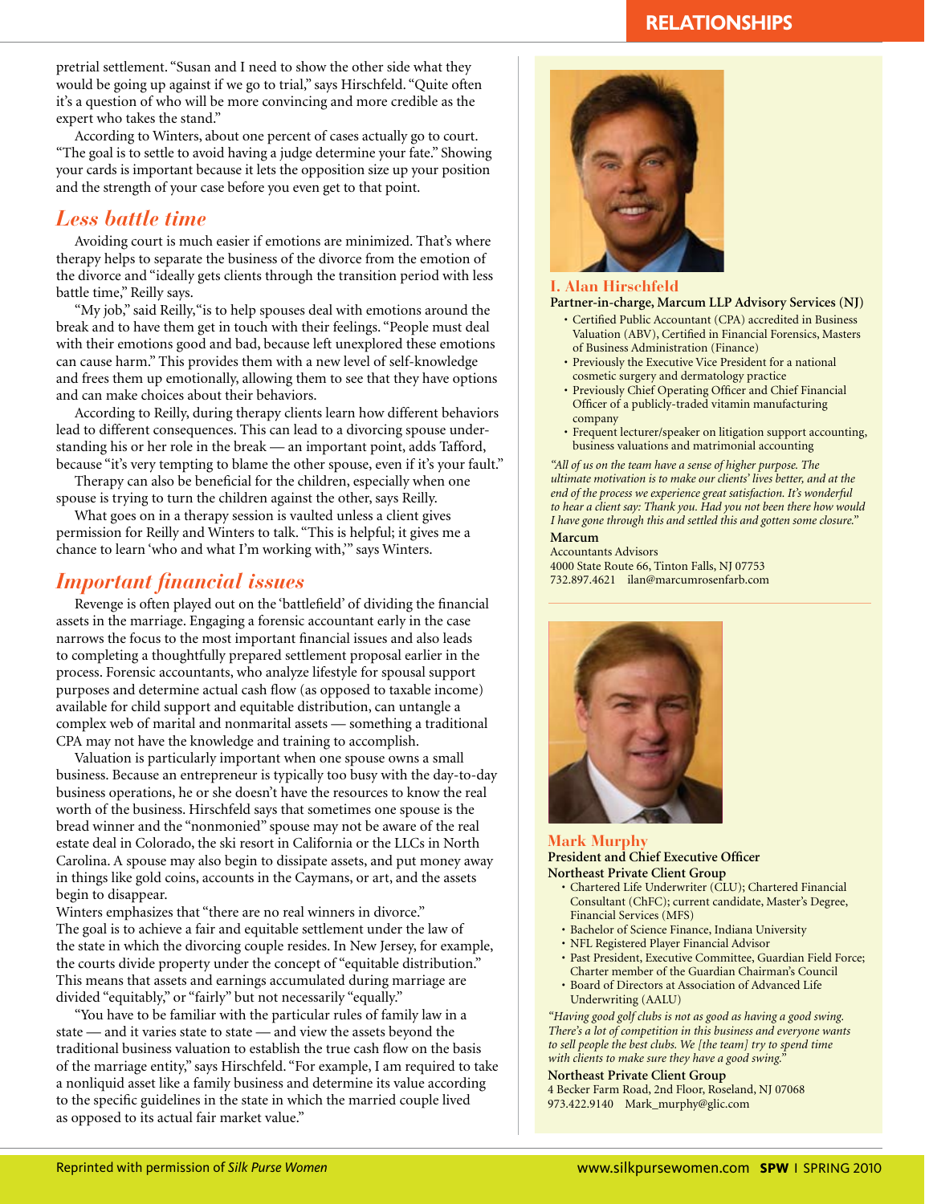pretrial settlement. "Susan and I need to show the other side what they would be going up against if we go to trial," says Hirschfeld. "Quite often it's a question of who will be more convincing and more credible as the expert who takes the stand."

According to Winters, about one percent of cases actually go to court. "The goal is to settle to avoid having a judge determine your fate." Showing your cards is important because it lets the opposition size up your position and the strength of your case before you even get to that point.

## *Less battle time*

Avoiding court is much easier if emotions are minimized. That's where therapy helps to separate the business of the divorce from the emotion of the divorce and "ideally gets clients through the transition period with less battle time," Reilly says.

"My job," said Reilly, "is to help spouses deal with emotions around the break and to have them get in touch with their feelings. "People must deal with their emotions good and bad, because left unexplored these emotions can cause harm." This provides them with a new level of self-knowledge and frees them up emotionally, allowing them to see that they have options and can make choices about their behaviors.

According to Reilly, during therapy clients learn how different behaviors lead to different consequences. This can lead to a divorcing spouse understanding his or her role in the break — an important point, adds Tafford, because "it's very tempting to blame the other spouse, even if it's your fault."

Therapy can also be beneficial for the children, especially when one spouse is trying to turn the children against the other, says Reilly.

What goes on in a therapy session is vaulted unless a client gives permission for Reilly and Winters to talk. "This is helpful; it gives me a chance to learn 'who and what I'm working with,'" says Winters.

## *Important financial issues*

Revenge is often played out on the 'battlefield' of dividing the financial assets in the marriage. Engaging a forensic accountant early in the case narrows the focus to the most important financial issues and also leads to completing a thoughtfully prepared settlement proposal earlier in the process. Forensic accountants, who analyze lifestyle for spousal support purposes and determine actual cash flow (as opposed to taxable income) available for child support and equitable distribution, can untangle a complex web of marital and nonmarital assets — something a traditional CPA may not have the knowledge and training to accomplish.

Valuation is particularly important when one spouse owns a small business. Because an entrepreneur is typically too busy with the day-to-day business operations, he or she doesn't have the resources to know the real worth of the business. Hirschfeld says that sometimes one spouse is the bread winner and the "nonmonied" spouse may not be aware of the real estate deal in Colorado, the ski resort in California or the LLCs in North Carolina. A spouse may also begin to dissipate assets, and put money away in things like gold coins, accounts in the Caymans, or art, and the assets begin to disappear.

Winters emphasizes that "there are no real winners in divorce." The goal is to achieve a fair and equitable settlement under the law of the state in which the divorcing couple resides. In New Jersey, for example, the courts divide property under the concept of "equitable distribution." This means that assets and earnings accumulated during marriage are divided "equitably," or "fairly" but not necessarily "equally."

"You have to be familiar with the particular rules of family law in a state — and it varies state to state — and view the assets beyond the traditional business valuation to establish the true cash flow on the basis of the marriage entity," says Hirschfeld. "For example, I am required to take a nonliquid asset like a family business and determine its value according to the specific guidelines in the state in which the married couple lived as opposed to its actual fair market value."

---

### I. Alan Hirschfeld

**Partner-in-charge, Marcum LLP Advisory Services (NJ)**

- Certified Public Accountant (CPA) accredited in Business Valuation (ABV), Certified in Financial Forensics, Masters of Business Administration (Finance)
- Previously the Executive Vice President for a national cosmetic surgery and dermatology practice
- Previously Chief Operating Officer and Chief Financial Officer of a publicly-traded vitamin manufacturing company
- Frequent lecturer/speaker on litigation support accounting, business valuations and matrimonial accounting

*"All of us on the team have a sense of higher purpose. The ultimate motivation is to make our clients' lives better, and at the end of the process we experience great satisfaction. It's wonderful to hear a client say: Thank you. Had you not been there how would I have gone through this and settled this and gotten some closure."*

**Marcum**
Accountants Advisors
4000 State Route 66, Tinton Falls, NJ 07753
732.897.4621 ilan@marcumrosenfarb.com

---

### Mark Murphy

**President and Chief Executive Officer**
**Northeast Private Client Group**

- Chartered Life Underwriter (CLU); Chartered Financial Consultant (ChFC); current candidate, Master's Degree, Financial Services (MFS)
- Bachelor of Science Finance, Indiana University
- NFL Registered Player Financial Advisor
- Past President, Executive Committee, Guardian Field Force; Charter member of the Guardian Chairman's Council
- Board of Directors at Association of Advanced Life Underwriting (AALU)

*"Having good golf clubs is not as good as having a good swing. There's a lot of competition in this business and everyone wants to sell people the best clubs. We [the team] try to spend time with clients to make sure they have a good swing."*

**Northeast Private Client Group**
4 Becker Farm Road, 2nd Floor, Roseland, NJ 07068
973.422.9140 Mark_murphy@glic.com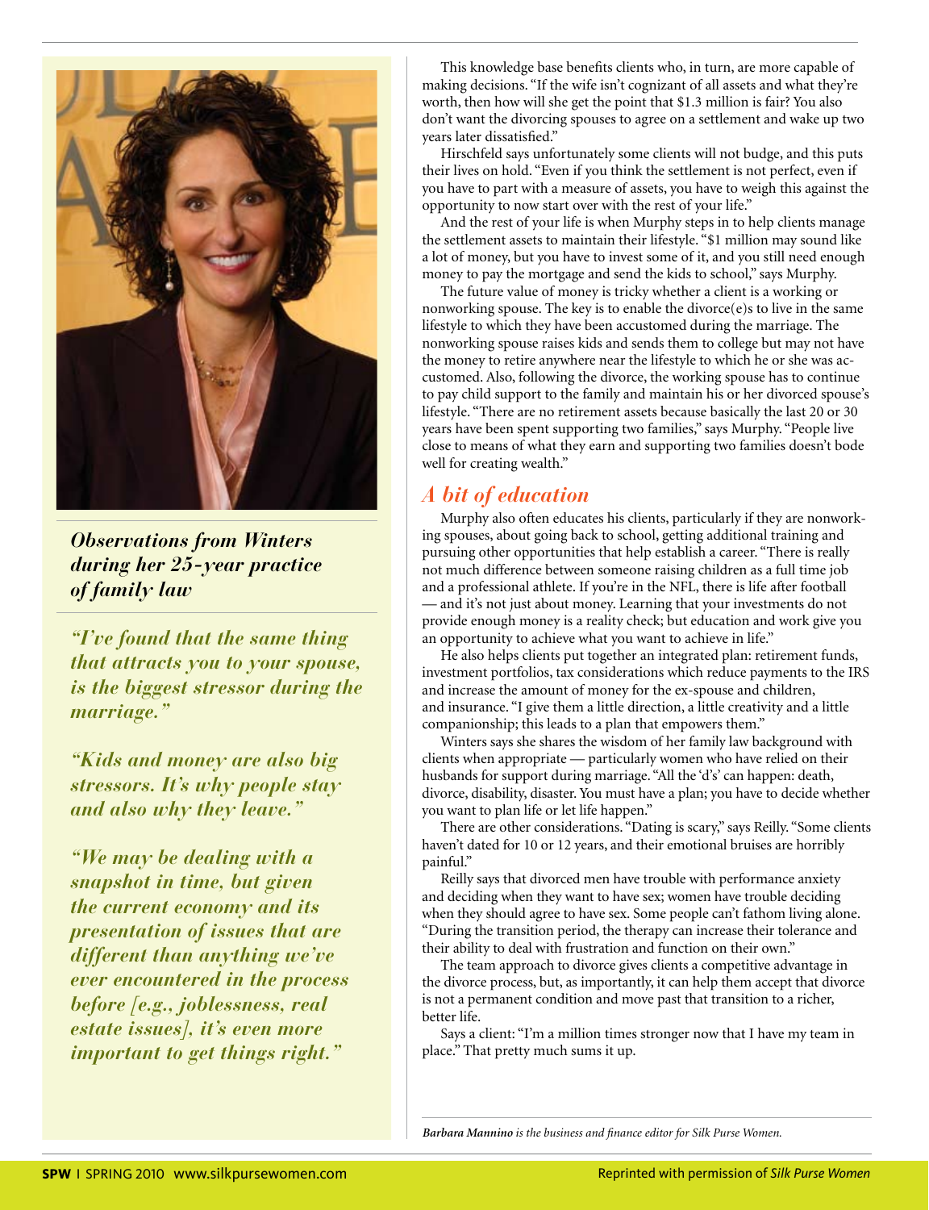*Observations from Winters during her 25-year practice of family law*

*"I've found that the same thing that attracts you to your spouse, is the biggest stressor during the marriage."*

*"Kids and money are also big stressors. It's why people stay and also why they leave."*

*"We may be dealing with a snapshot in time, but given the current economy and its presentation of issues that are different than anything we've ever encountered in the process before [e.g., joblessness, real estate issues], it's even more important to get things right."*

This knowledge base benefits clients who, in turn, are more capable of making decisions. "If the wife isn't cognizant of all assets and what they're worth, then how will she get the point that $1.3 million is fair? You also don't want the divorcing spouses to agree on a settlement and wake up two years later dissatisfied."

Hirschfeld says unfortunately some clients will not budge, and this puts their lives on hold. "Even if you think the settlement is not perfect, even if you have to part with a measure of assets, you have to weigh this against the opportunity to now start over with the rest of your life."

And the rest of your life is when Murphy steps in to help clients manage the settlement assets to maintain their lifestyle. "$1 million may sound like a lot of money, but you have to invest some of it, and you still need enough money to pay the mortgage and send the kids to school," says Murphy.

The future value of money is tricky whether a client is a working or nonworking spouse. The key is to enable the divorce(e)s to live in the same lifestyle to which they have been accustomed during the marriage. The nonworking spouse raises kids and sends them to college but may not have the money to retire anywhere near the lifestyle to which he or she was accustomed. Also, following the divorce, the working spouse has to continue to pay child support to the family and maintain his or her divorced spouse's lifestyle. "There are no retirement assets because basically the last 20 or 30 years have been spent supporting two families," says Murphy. "People live close to means of what they earn and supporting two families doesn't bode well for creating wealth."

## *A bit of education*

Murphy also often educates his clients, particularly if they are nonworking spouses, about going back to school, getting additional training and pursuing other opportunities that help establish a career. "There is really not much difference between someone raising children as a full time job and a professional athlete. If you're in the NFL, there is life after football — and it's not just about money. Learning that your investments do not provide enough money is a reality check; but education and work give you an opportunity to achieve what you want to achieve in life."

He also helps clients put together an integrated plan: retirement funds, investment portfolios, tax considerations which reduce payments to the IRS and increase the amount of money for the ex-spouse and children, and insurance. "I give them a little direction, a little creativity and a little companionship; this leads to a plan that empowers them."

Winters says she shares the wisdom of her family law background with clients when appropriate — particularly women who have relied on their husbands for support during marriage. "All the 'd's' can happen: death, divorce, disability, disaster. You must have a plan; you have to decide whether you want to plan life or let life happen."

There are other considerations. "Dating is scary," says Reilly. "Some clients haven't dated for 10 or 12 years, and their emotional bruises are horribly painful."

Reilly says that divorced men have trouble with performance anxiety and deciding when they want to have sex; women have trouble deciding when they should agree to have sex. Some people can't fathom living alone. "During the transition period, the therapy can increase their tolerance and their ability to deal with frustration and function on their own."

The team approach to divorce gives clients a competitive advantage in the divorce process, but, as importantly, it can help them accept that divorce is not a permanent condition and move past that transition to a richer, better life.

Says a client: "I'm a million times stronger now that I have my team in place." That pretty much sums it up.

***Barbara Mannino** is the business and finance editor for Silk Purse Women.*

Reprinted with permission of *Silk Purse Women*